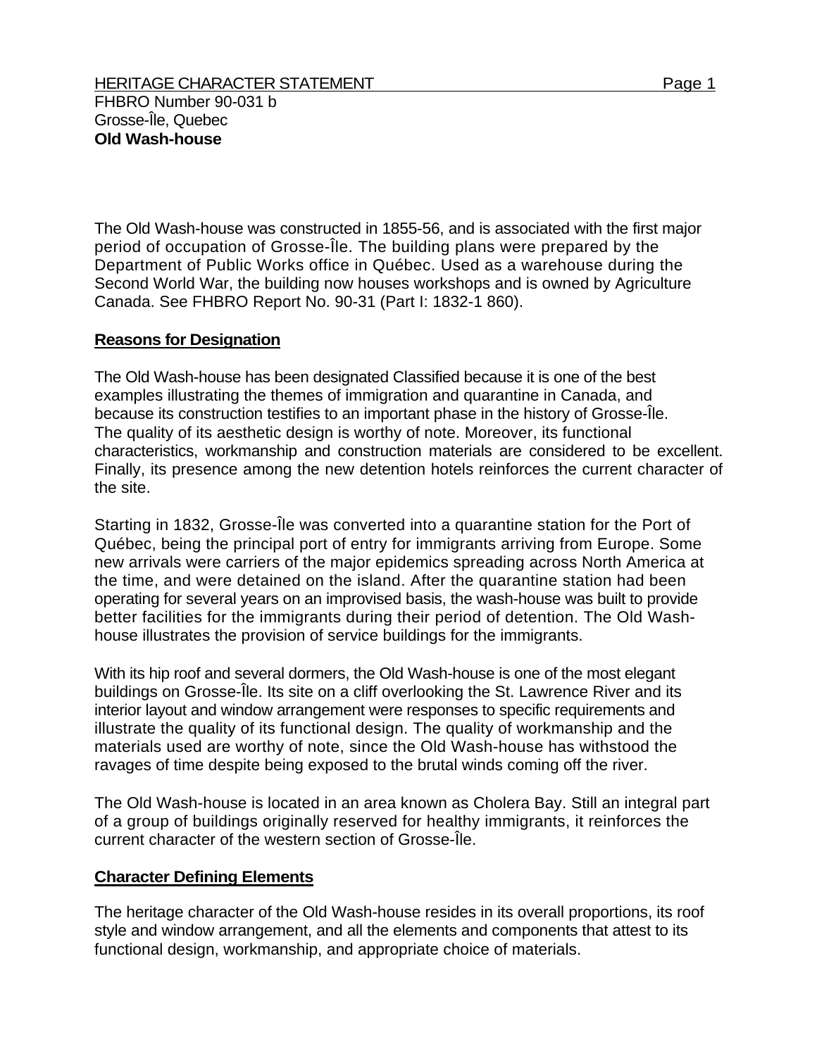HERITAGE CHARACTER STATEMENT

FHBRO Number 90-031 b
Grosse-Île, Quebec
**Old Wash-house**

The Old Wash-house was constructed in 1855-56, and is associated with the first major period of occupation of Grosse-Île. The building plans were prepared by the Department of Public Works office in Québec. Used as a warehouse during the Second World War, the building now houses workshops and is owned by Agriculture Canada. See FHBRO Report No. 90-31 (Part I: 1832-1 860).

## Reasons for Designation

The Old Wash-house has been designated Classified because it is one of the best examples illustrating the themes of immigration and quarantine in Canada, and because its construction testifies to an important phase in the history of Grosse-Île. The quality of its aesthetic design is worthy of note. Moreover, its functional characteristics, workmanship and construction materials are considered to be excellent. Finally, its presence among the new detention hotels reinforces the current character of the site.

Starting in 1832, Grosse-Île was converted into a quarantine station for the Port of Québec, being the principal port of entry for immigrants arriving from Europe. Some new arrivals were carriers of the major epidemics spreading across North America at the time, and were detained on the island. After the quarantine station had been operating for several years on an improvised basis, the wash-house was built to provide better facilities for the immigrants during their period of detention. The Old Wash-house illustrates the provision of service buildings for the immigrants.

With its hip roof and several dormers, the Old Wash-house is one of the most elegant buildings on Grosse-Île. Its site on a cliff overlooking the St. Lawrence River and its interior layout and window arrangement were responses to specific requirements and illustrate the quality of its functional design. The quality of workmanship and the materials used are worthy of note, since the Old Wash-house has withstood the ravages of time despite being exposed to the brutal winds coming off the river.

The Old Wash-house is located in an area known as Cholera Bay. Still an integral part of a group of buildings originally reserved for healthy immigrants, it reinforces the current character of the western section of Grosse-Île.

## Character Defining Elements

The heritage character of the Old Wash-house resides in its overall proportions, its roof style and window arrangement, and all the elements and components that attest to its functional design, workmanship, and appropriate choice of materials.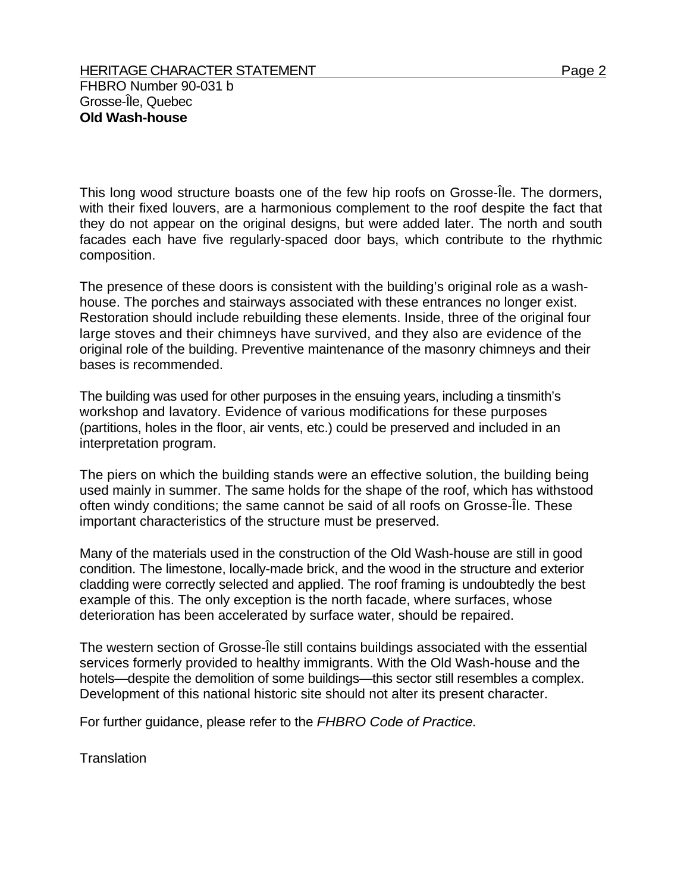This long wood structure boasts one of the few hip roofs on Grosse-Île. The dormers, with their fixed louvers, are a harmonious complement to the roof despite the fact that they do not appear on the original designs, but were added later. The north and south facades each have five regularly-spaced door bays, which contribute to the rhythmic composition.

The presence of these doors is consistent with the building's original role as a wash-house. The porches and stairways associated with these entrances no longer exist. Restoration should include rebuilding these elements. Inside, three of the original four large stoves and their chimneys have survived, and they also are evidence of the original role of the building. Preventive maintenance of the masonry chimneys and their bases is recommended.

The building was used for other purposes in the ensuing years, including a tinsmith's workshop and lavatory. Evidence of various modifications for these purposes (partitions, holes in the floor, air vents, etc.) could be preserved and included in an interpretation program.

The piers on which the building stands were an effective solution, the building being used mainly in summer. The same holds for the shape of the roof, which has withstood often windy conditions; the same cannot be said of all roofs on Grosse-Île. These important characteristics of the structure must be preserved.

Many of the materials used in the construction of the Old Wash-house are still in good condition. The limestone, locally-made brick, and the wood in the structure and exterior cladding were correctly selected and applied. The roof framing is undoubtedly the best example of this. The only exception is the north facade, where surfaces, whose deterioration has been accelerated by surface water, should be repaired.

The western section of Grosse-Île still contains buildings associated with the essential services formerly provided to healthy immigrants. With the Old Wash-house and the hotels—despite the demolition of some buildings—this sector still resembles a complex. Development of this national historic site should not alter its present character.

For further guidance, please refer to the *FHBRO Code of Practice.*

Translation